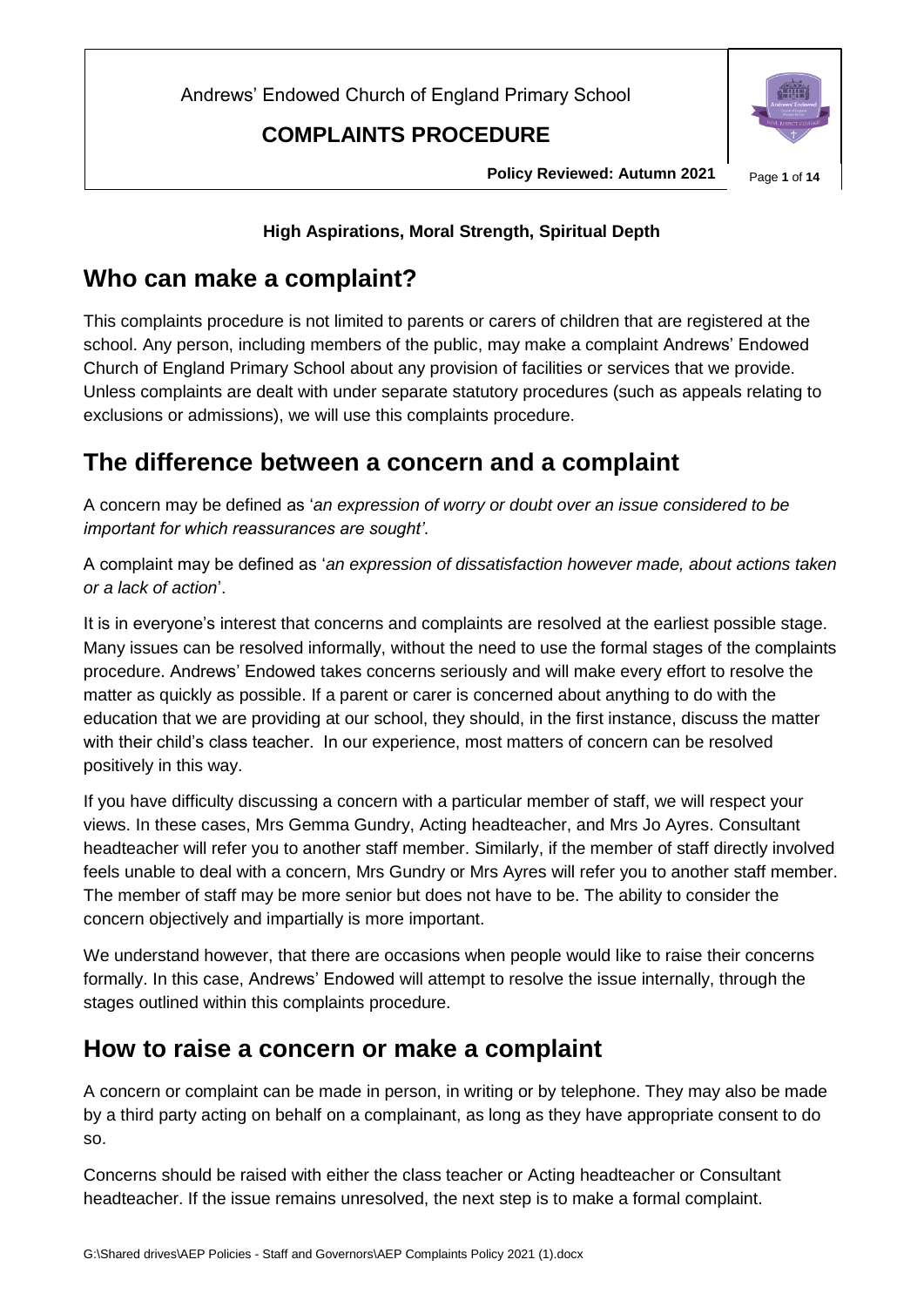Andrews' Endowed Church of England Primary School

**COMPLAINTS PROCEDURE**

**Policy Reviewed: Autumn 2021**

**High Aspirations, Moral Strength, Spiritual Depth**

# Who can make a complaint?

This complaints procedure is not limited to parents or carers of children that are registered at the school. Any person, including members of the public, may make a complaint Andrews' Endowed Church of England Primary School about any provision of facilities or services that we provide. Unless complaints are dealt with under separate statutory procedures (such as appeals relating to exclusions or admissions), we will use this complaints procedure.

# The difference between a concern and a complaint

A concern may be defined as '*an expression of worry or doubt over an issue considered to be important for which reassurances are sought'*.

A complaint may be defined as '*an expression of dissatisfaction however made, about actions taken or a lack of action*'.

It is in everyone's interest that concerns and complaints are resolved at the earliest possible stage. Many issues can be resolved informally, without the need to use the formal stages of the complaints procedure. Andrews' Endowed takes concerns seriously and will make every effort to resolve the matter as quickly as possible. If a parent or carer is concerned about anything to do with the education that we are providing at our school, they should, in the first instance, discuss the matter with their child's class teacher. In our experience, most matters of concern can be resolved positively in this way.

If you have difficulty discussing a concern with a particular member of staff, we will respect your views. In these cases, Mrs Gemma Gundry, Acting headteacher, and Mrs Jo Ayres. Consultant headteacher will refer you to another staff member. Similarly, if the member of staff directly involved feels unable to deal with a concern, Mrs Gundry or Mrs Ayres will refer you to another staff member. The member of staff may be more senior but does not have to be. The ability to consider the concern objectively and impartially is more important.

We understand however, that there are occasions when people would like to raise their concerns formally. In this case, Andrews' Endowed will attempt to resolve the issue internally, through the stages outlined within this complaints procedure.

# How to raise a concern or make a complaint

A concern or complaint can be made in person, in writing or by telephone. They may also be made by a third party acting on behalf on a complainant, as long as they have appropriate consent to do so.

Concerns should be raised with either the class teacher or Acting headteacher or Consultant headteacher. If the issue remains unresolved, the next step is to make a formal complaint.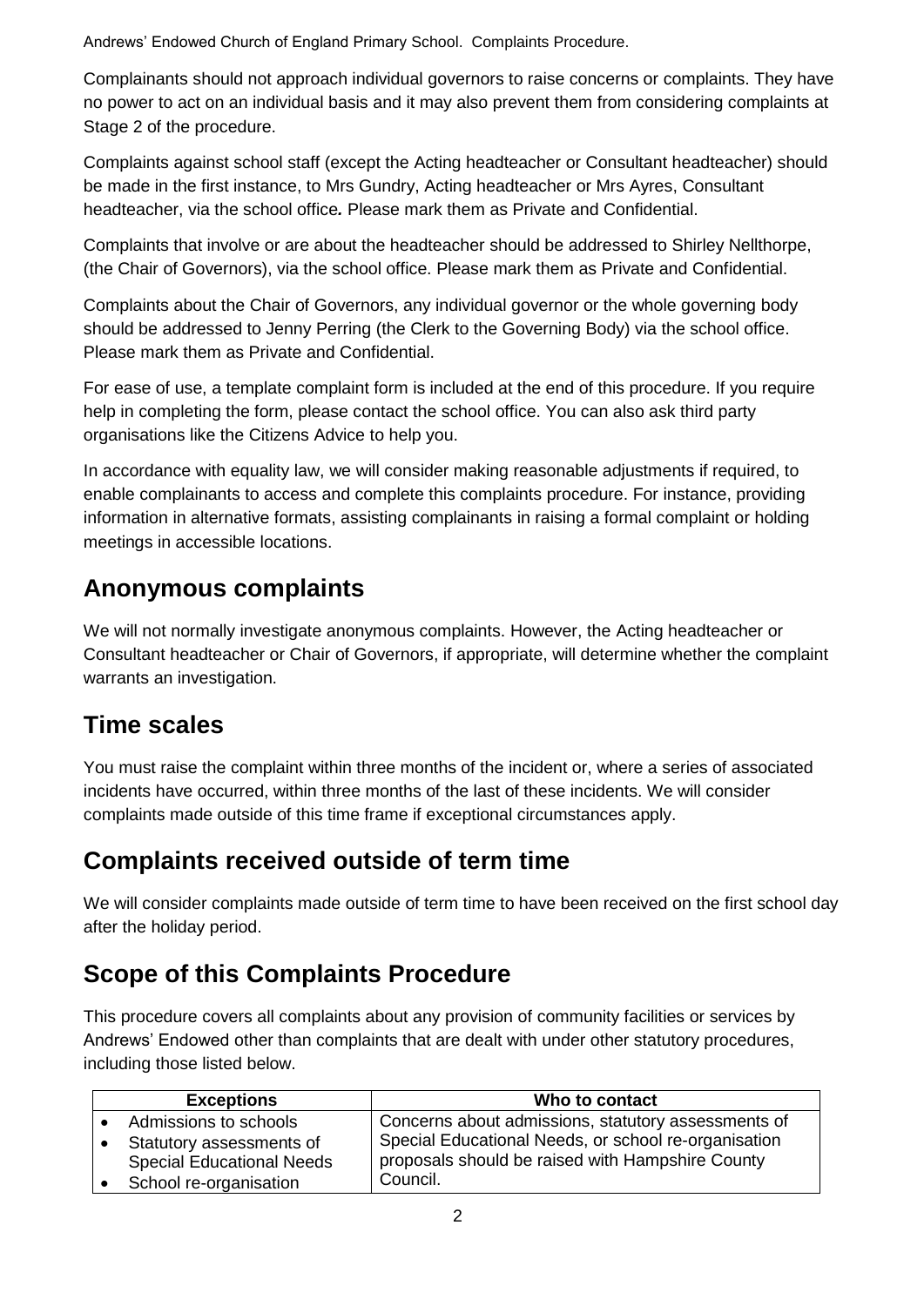Complainants should not approach individual governors to raise concerns or complaints. They have no power to act on an individual basis and it may also prevent them from considering complaints at Stage 2 of the procedure.

Complaints against school staff (except the Acting headteacher or Consultant headteacher) should be made in the first instance, to Mrs Gundry, Acting headteacher or Mrs Ayres, Consultant headteacher, via the school office*.* Please mark them as Private and Confidential.

Complaints that involve or are about the headteacher should be addressed to Shirley Nellthorpe, (the Chair of Governors), via the school office. Please mark them as Private and Confidential.

Complaints about the Chair of Governors, any individual governor or the whole governing body should be addressed to Jenny Perring (the Clerk to the Governing Body) via the school office. Please mark them as Private and Confidential.

For ease of use, a template complaint form is included at the end of this procedure. If you require help in completing the form, please contact the school office. You can also ask third party organisations like the Citizens Advice to help you.

In accordance with equality law, we will consider making reasonable adjustments if required, to enable complainants to access and complete this complaints procedure. For instance, providing information in alternative formats, assisting complainants in raising a formal complaint or holding meetings in accessible locations.

## Anonymous complaints

We will not normally investigate anonymous complaints. However, the Acting headteacher or Consultant headteacher or Chair of Governors, if appropriate, will determine whether the complaint warrants an investigation.

## Time scales

You must raise the complaint within three months of the incident or, where a series of associated incidents have occurred, within three months of the last of these incidents. We will consider complaints made outside of this time frame if exceptional circumstances apply.

## Complaints received outside of term time

We will consider complaints made outside of term time to have been received on the first school day after the holiday period.

## Scope of this Complaints Procedure

This procedure covers all complaints about any provision of community facilities or services by Andrews' Endowed other than complaints that are dealt with under other statutory procedures, including those listed below.

| Exceptions | Who to contact |
|---|---|
| • Admissions to schools<br>• Statutory assessments of Special Educational Needs<br>• School re-organisation | Concerns about admissions, statutory assessments of Special Educational Needs, or school re-organisation proposals should be raised with Hampshire County Council. |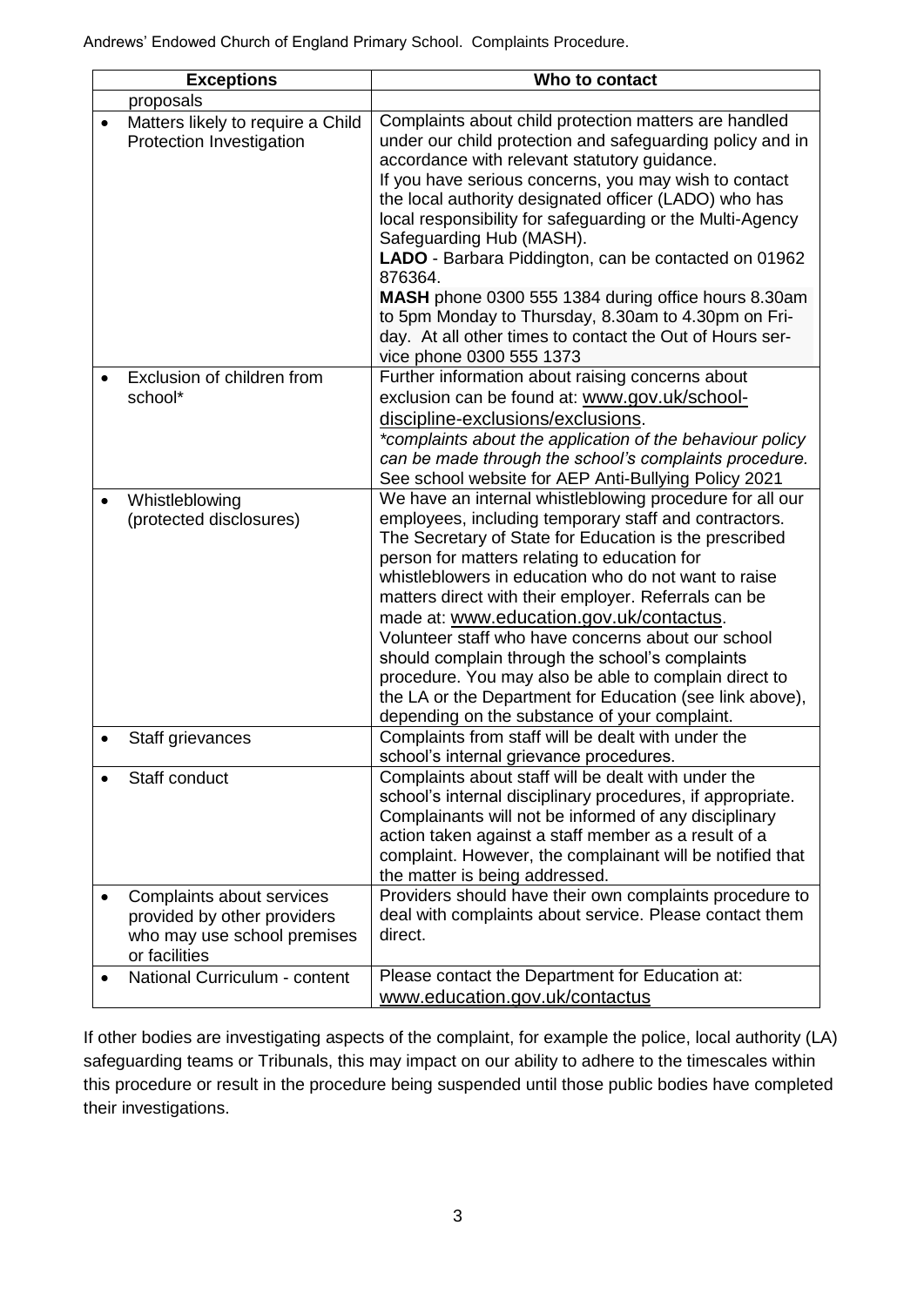| Exceptions | Who to contact |
| --- | --- |
| proposals | |
| • Matters likely to require a Child Protection Investigation | Complaints about child protection matters are handled under our child protection and safeguarding policy and in accordance with relevant statutory guidance.<br>If you have serious concerns, you may wish to contact the local authority designated officer (LADO) who has local responsibility for safeguarding or the Multi-Agency Safeguarding Hub (MASH).<br>**LADO** - Barbara Piddington, can be contacted on 01962 876364.<br>**MASH** phone 0300 555 1384 during office hours 8.30am to 5pm Monday to Thursday, 8.30am to 4.30pm on Friday. At all other times to contact the Out of Hours service phone 0300 555 1373 |
| • Exclusion of children from school* | Further information about raising concerns about exclusion can be found at: www.gov.uk/school-discipline-exclusions/exclusions.<br>*\*complaints about the application of the behaviour policy can be made through the school's complaints procedure.*<br>See school website for AEP Anti-Bullying Policy 2021 |
| • Whistleblowing (protected disclosures) | We have an internal whistleblowing procedure for all our employees, including temporary staff and contractors.<br>The Secretary of State for Education is the prescribed person for matters relating to education for whistleblowers in education who do not want to raise matters direct with their employer. Referrals can be made at: www.education.gov.uk/contactus.<br>Volunteer staff who have concerns about our school should complain through the school's complaints procedure. You may also be able to complain direct to the LA or the Department for Education (see link above), depending on the substance of your complaint. |
| • Staff grievances | Complaints from staff will be dealt with under the school's internal grievance procedures. |
| • Staff conduct | Complaints about staff will be dealt with under the school's internal disciplinary procedures, if appropriate.<br>Complainants will not be informed of any disciplinary action taken against a staff member as a result of a complaint. However, the complainant will be notified that the matter is being addressed. |
| • Complaints about services provided by other providers who may use school premises or facilities | Providers should have their own complaints procedure to deal with complaints about service. Please contact them direct. |
| • National Curriculum - content | Please contact the Department for Education at: www.education.gov.uk/contactus |

If other bodies are investigating aspects of the complaint, for example the police, local authority (LA) safeguarding teams or Tribunals, this may impact on our ability to adhere to the timescales within this procedure or result in the procedure being suspended until those public bodies have completed their investigations.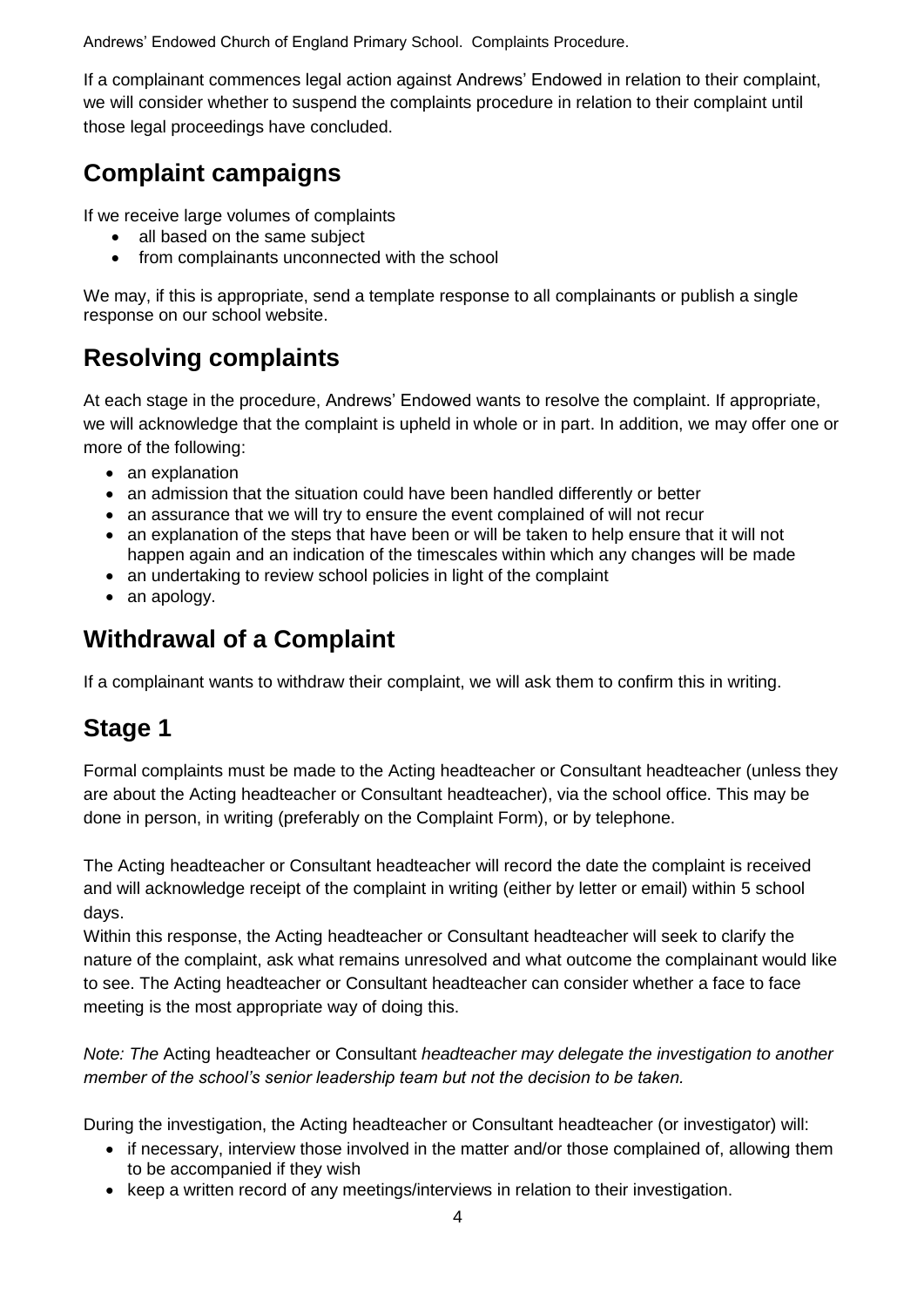If a complainant commences legal action against Andrews' Endowed in relation to their complaint, we will consider whether to suspend the complaints procedure in relation to their complaint until those legal proceedings have concluded.

## Complaint campaigns

If we receive large volumes of complaints

- all based on the same subject
- from complainants unconnected with the school

We may, if this is appropriate, send a template response to all complainants or publish a single response on our school website.

## Resolving complaints

At each stage in the procedure, Andrews' Endowed wants to resolve the complaint. If appropriate, we will acknowledge that the complaint is upheld in whole or in part. In addition, we may offer one or more of the following:

- an explanation
- an admission that the situation could have been handled differently or better
- an assurance that we will try to ensure the event complained of will not recur
- an explanation of the steps that have been or will be taken to help ensure that it will not happen again and an indication of the timescales within which any changes will be made
- an undertaking to review school policies in light of the complaint
- an apology.

## Withdrawal of a Complaint

If a complainant wants to withdraw their complaint, we will ask them to confirm this in writing.

## Stage 1

Formal complaints must be made to the Acting headteacher or Consultant headteacher (unless they are about the Acting headteacher or Consultant headteacher), via the school office. This may be done in person, in writing (preferably on the Complaint Form), or by telephone.

The Acting headteacher or Consultant headteacher will record the date the complaint is received and will acknowledge receipt of the complaint in writing (either by letter or email) within 5 school days.

Within this response, the Acting headteacher or Consultant headteacher will seek to clarify the nature of the complaint, ask what remains unresolved and what outcome the complainant would like to see. The Acting headteacher or Consultant headteacher can consider whether a face to face meeting is the most appropriate way of doing this.

*Note: The* Acting headteacher or Consultant *headteacher may delegate the investigation to another member of the school's senior leadership team but not the decision to be taken.*

During the investigation, the Acting headteacher or Consultant headteacher (or investigator) will:

- if necessary, interview those involved in the matter and/or those complained of, allowing them to be accompanied if they wish
- keep a written record of any meetings/interviews in relation to their investigation.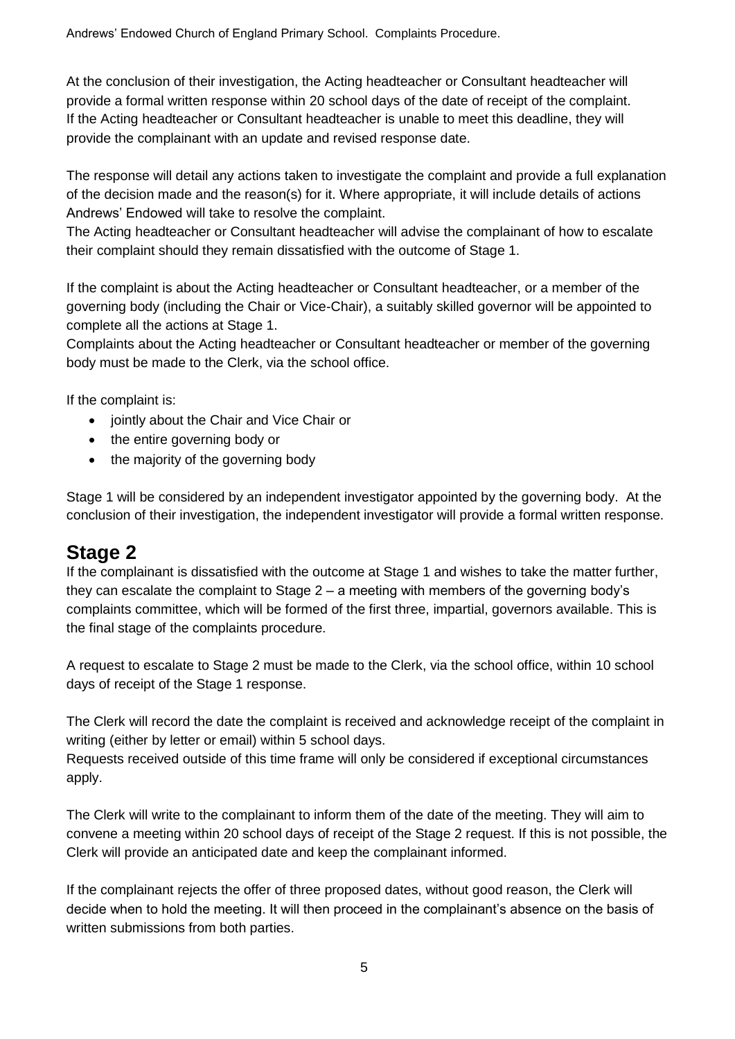At the conclusion of their investigation, the Acting headteacher or Consultant headteacher will provide a formal written response within 20 school days of the date of receipt of the complaint. If the Acting headteacher or Consultant headteacher is unable to meet this deadline, they will provide the complainant with an update and revised response date.

The response will detail any actions taken to investigate the complaint and provide a full explanation of the decision made and the reason(s) for it. Where appropriate, it will include details of actions Andrews' Endowed will take to resolve the complaint.
The Acting headteacher or Consultant headteacher will advise the complainant of how to escalate their complaint should they remain dissatisfied with the outcome of Stage 1.

If the complaint is about the Acting headteacher or Consultant headteacher, or a member of the governing body (including the Chair or Vice-Chair), a suitably skilled governor will be appointed to complete all the actions at Stage 1.
Complaints about the Acting headteacher or Consultant headteacher or member of the governing body must be made to the Clerk, via the school office.

If the complaint is:

- jointly about the Chair and Vice Chair or
- the entire governing body or
- the majority of the governing body

Stage 1 will be considered by an independent investigator appointed by the governing body. At the conclusion of their investigation, the independent investigator will provide a formal written response.

## Stage 2

If the complainant is dissatisfied with the outcome at Stage 1 and wishes to take the matter further, they can escalate the complaint to Stage 2 – a meeting with members of the governing body's complaints committee, which will be formed of the first three, impartial, governors available. This is the final stage of the complaints procedure.

A request to escalate to Stage 2 must be made to the Clerk, via the school office, within 10 school days of receipt of the Stage 1 response.

The Clerk will record the date the complaint is received and acknowledge receipt of the complaint in writing (either by letter or email) within 5 school days.
Requests received outside of this time frame will only be considered if exceptional circumstances apply.

The Clerk will write to the complainant to inform them of the date of the meeting. They will aim to convene a meeting within 20 school days of receipt of the Stage 2 request. If this is not possible, the Clerk will provide an anticipated date and keep the complainant informed.

If the complainant rejects the offer of three proposed dates, without good reason, the Clerk will decide when to hold the meeting. It will then proceed in the complainant's absence on the basis of written submissions from both parties.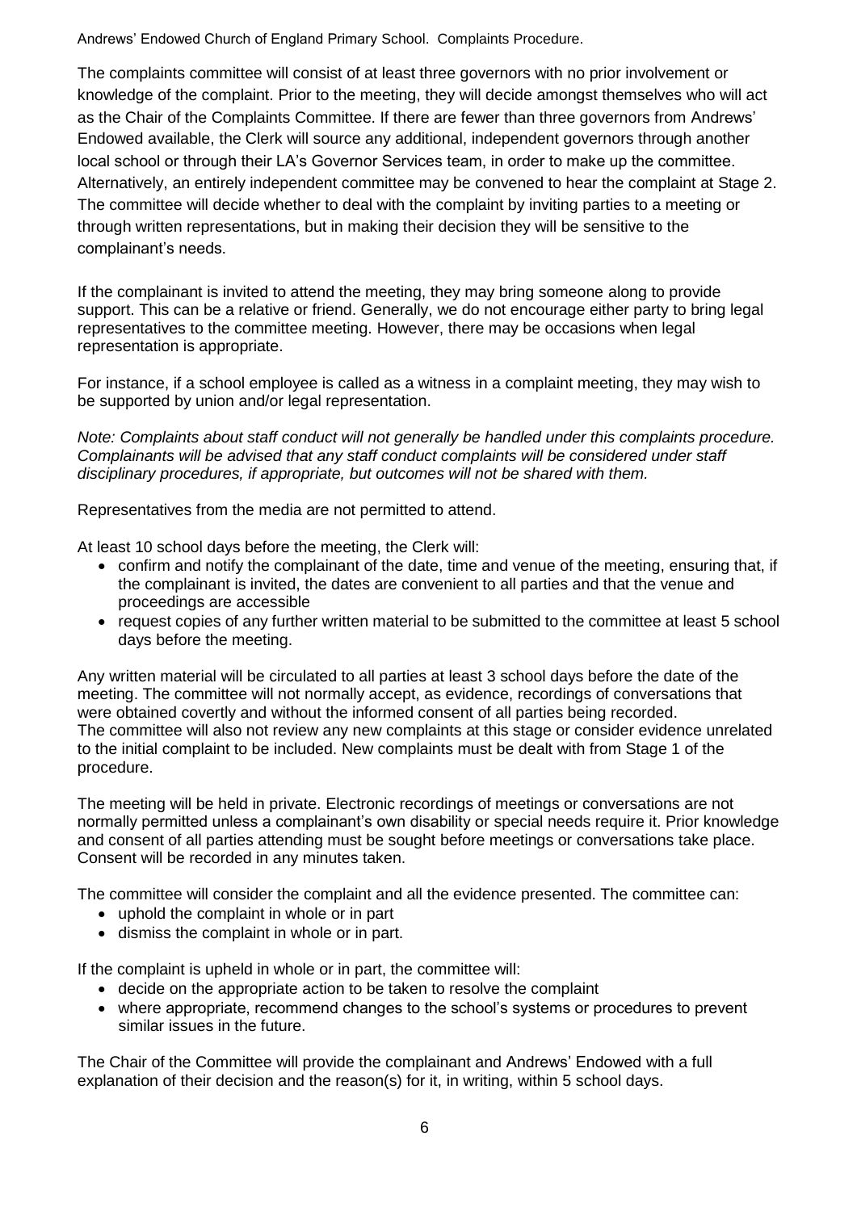The complaints committee will consist of at least three governors with no prior involvement or knowledge of the complaint. Prior to the meeting, they will decide amongst themselves who will act as the Chair of the Complaints Committee. If there are fewer than three governors from Andrews' Endowed available, the Clerk will source any additional, independent governors through another local school or through their LA's Governor Services team, in order to make up the committee. Alternatively, an entirely independent committee may be convened to hear the complaint at Stage 2. The committee will decide whether to deal with the complaint by inviting parties to a meeting or through written representations, but in making their decision they will be sensitive to the complainant's needs.

If the complainant is invited to attend the meeting, they may bring someone along to provide support. This can be a relative or friend. Generally, we do not encourage either party to bring legal representatives to the committee meeting. However, there may be occasions when legal representation is appropriate.

For instance, if a school employee is called as a witness in a complaint meeting, they may wish to be supported by union and/or legal representation.

*Note: Complaints about staff conduct will not generally be handled under this complaints procedure. Complainants will be advised that any staff conduct complaints will be considered under staff disciplinary procedures, if appropriate, but outcomes will not be shared with them.*

Representatives from the media are not permitted to attend.

At least 10 school days before the meeting, the Clerk will:

- confirm and notify the complainant of the date, time and venue of the meeting, ensuring that, if the complainant is invited, the dates are convenient to all parties and that the venue and proceedings are accessible
- request copies of any further written material to be submitted to the committee at least 5 school days before the meeting.

Any written material will be circulated to all parties at least 3 school days before the date of the meeting. The committee will not normally accept, as evidence, recordings of conversations that were obtained covertly and without the informed consent of all parties being recorded. The committee will also not review any new complaints at this stage or consider evidence unrelated to the initial complaint to be included. New complaints must be dealt with from Stage 1 of the procedure.

The meeting will be held in private. Electronic recordings of meetings or conversations are not normally permitted unless a complainant's own disability or special needs require it. Prior knowledge and consent of all parties attending must be sought before meetings or conversations take place. Consent will be recorded in any minutes taken.

The committee will consider the complaint and all the evidence presented. The committee can:

- uphold the complaint in whole or in part
- dismiss the complaint in whole or in part.

If the complaint is upheld in whole or in part, the committee will:

- decide on the appropriate action to be taken to resolve the complaint
- where appropriate, recommend changes to the school's systems or procedures to prevent similar issues in the future.

The Chair of the Committee will provide the complainant and Andrews' Endowed with a full explanation of their decision and the reason(s) for it, in writing, within 5 school days.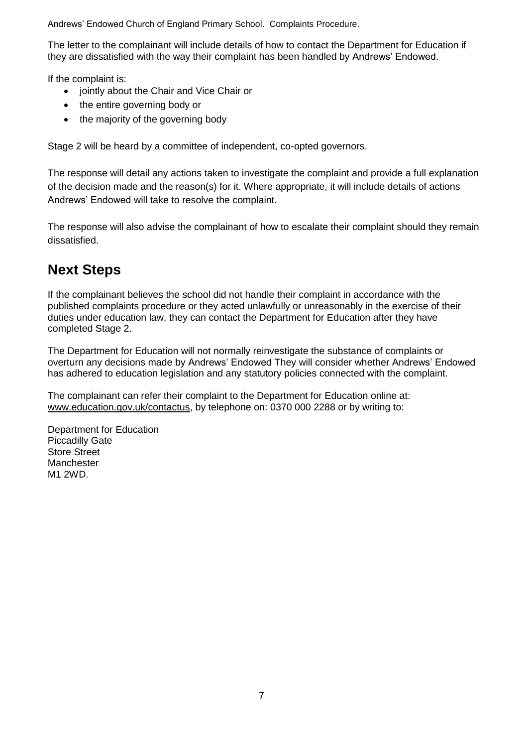The letter to the complainant will include details of how to contact the Department for Education if they are dissatisfied with the way their complaint has been handled by Andrews' Endowed.

If the complaint is:

- jointly about the Chair and Vice Chair or
- the entire governing body or
- the majority of the governing body

Stage 2 will be heard by a committee of independent, co-opted governors.

The response will detail any actions taken to investigate the complaint and provide a full explanation of the decision made and the reason(s) for it. Where appropriate, it will include details of actions Andrews' Endowed will take to resolve the complaint.

The response will also advise the complainant of how to escalate their complaint should they remain dissatisfied.

## Next Steps

If the complainant believes the school did not handle their complaint in accordance with the published complaints procedure or they acted unlawfully or unreasonably in the exercise of their duties under education law, they can contact the Department for Education after they have completed Stage 2.

The Department for Education will not normally reinvestigate the substance of complaints or overturn any decisions made by Andrews' Endowed They will consider whether Andrews' Endowed has adhered to education legislation and any statutory policies connected with the complaint.

The complainant can refer their complaint to the Department for Education online at: www.education.gov.uk/contactus, by telephone on: 0370 000 2288 or by writing to:

Department for Education
Piccadilly Gate
Store Street
Manchester
M1 2WD.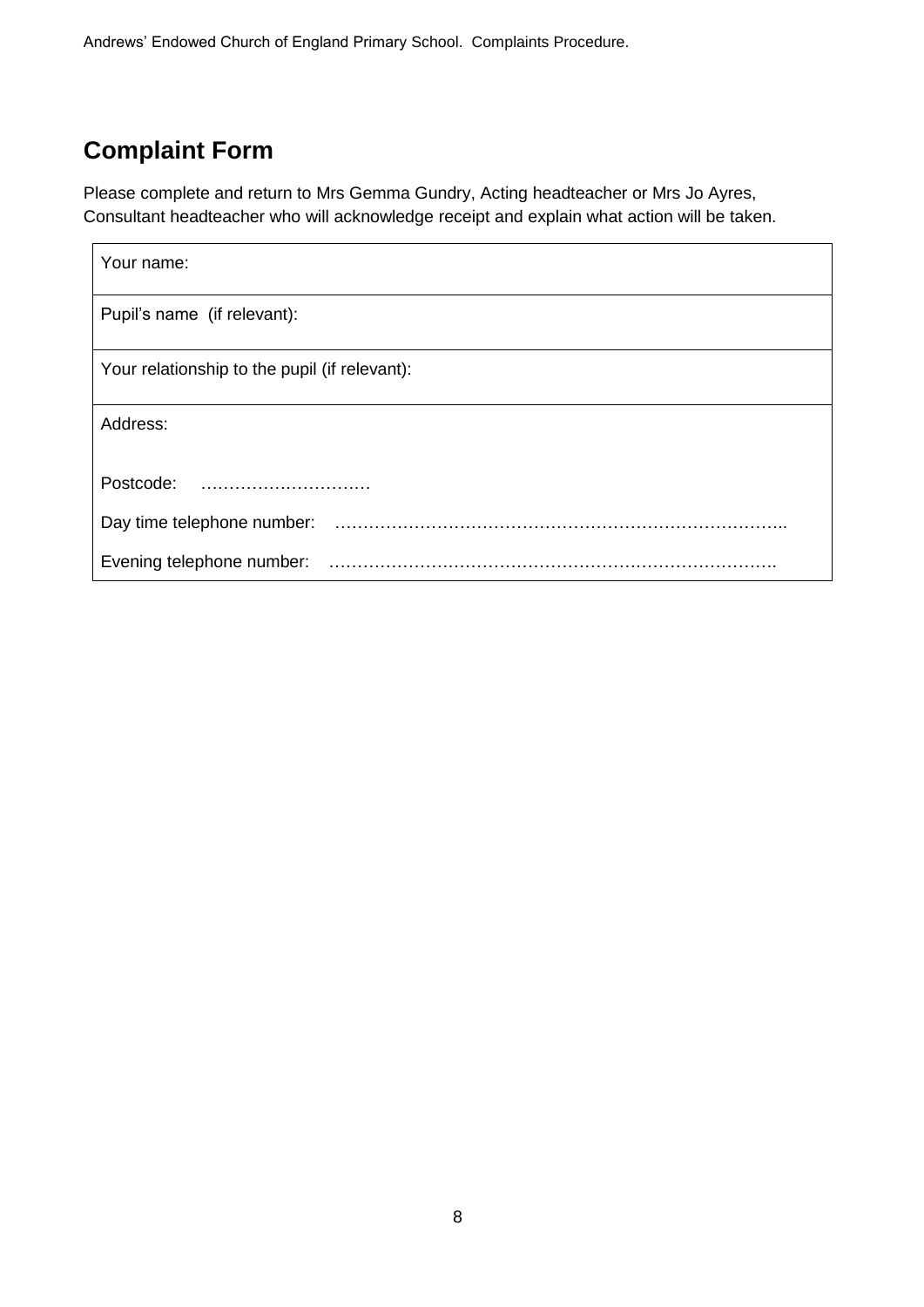## Complaint Form

Please complete and return to Mrs Gemma Gundry, Acting headteacher or Mrs Jo Ayres, Consultant headteacher who will acknowledge receipt and explain what action will be taken.

| Your name: |
|---|
| Pupil's name (if relevant): |
| Your relationship to the pupil (if relevant): |
| Address:<br><br>Postcode: …………………………<br><br>Day time telephone number: ……………………………………………………………………..<br><br>Evening telephone number: ……………………………………………………………………. |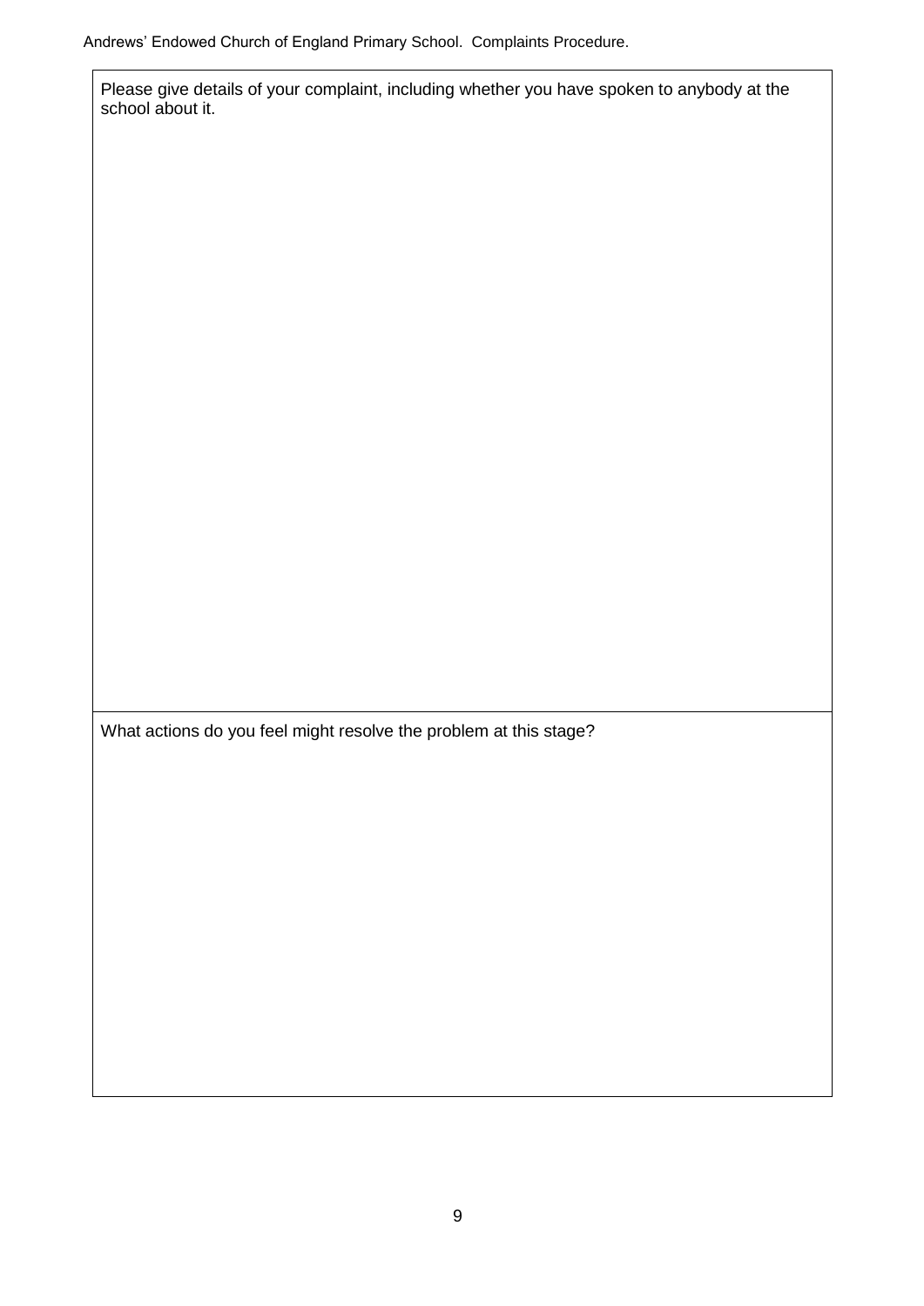| Please give details of your complaint, including whether you have spoken to anybody at the school about it. |
| --- |
| What actions do you feel might resolve the problem at this stage? |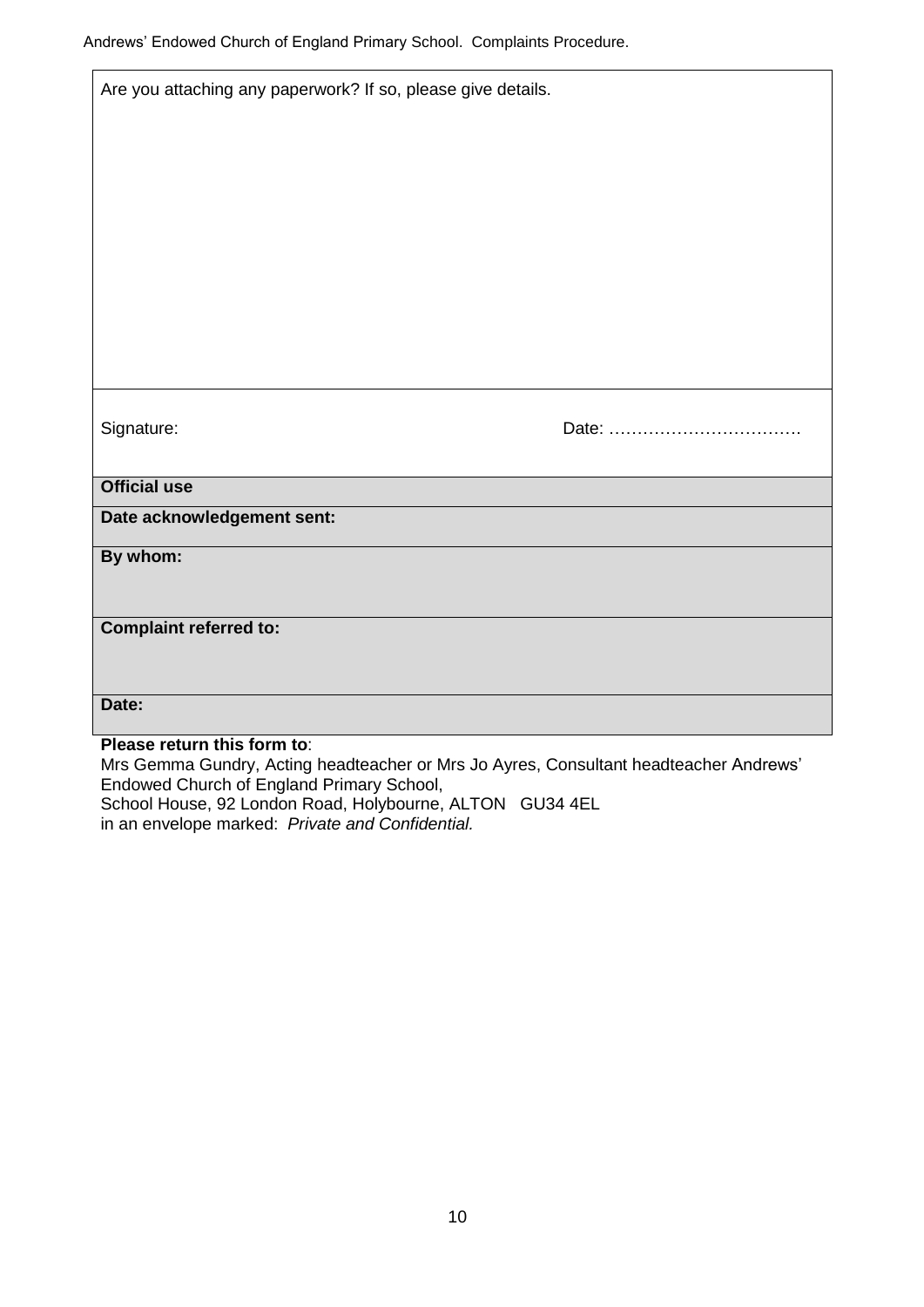| Are you attaching any paperwork? If so, please give details. | |
|---|---|
| Signature: | Date: ……………………………. |
| **Official use** | |
| **Date acknowledgement sent:** | |
| **By whom:** | |
| **Complaint referred to:** | |
| **Date:** | |

**Please return this form to**:
Mrs Gemma Gundry, Acting headteacher or Mrs Jo Ayres, Consultant headteacher Andrews' Endowed Church of England Primary School,
School House, 92 London Road, Holybourne, ALTON GU34 4EL
in an envelope marked: *Private and Confidential.*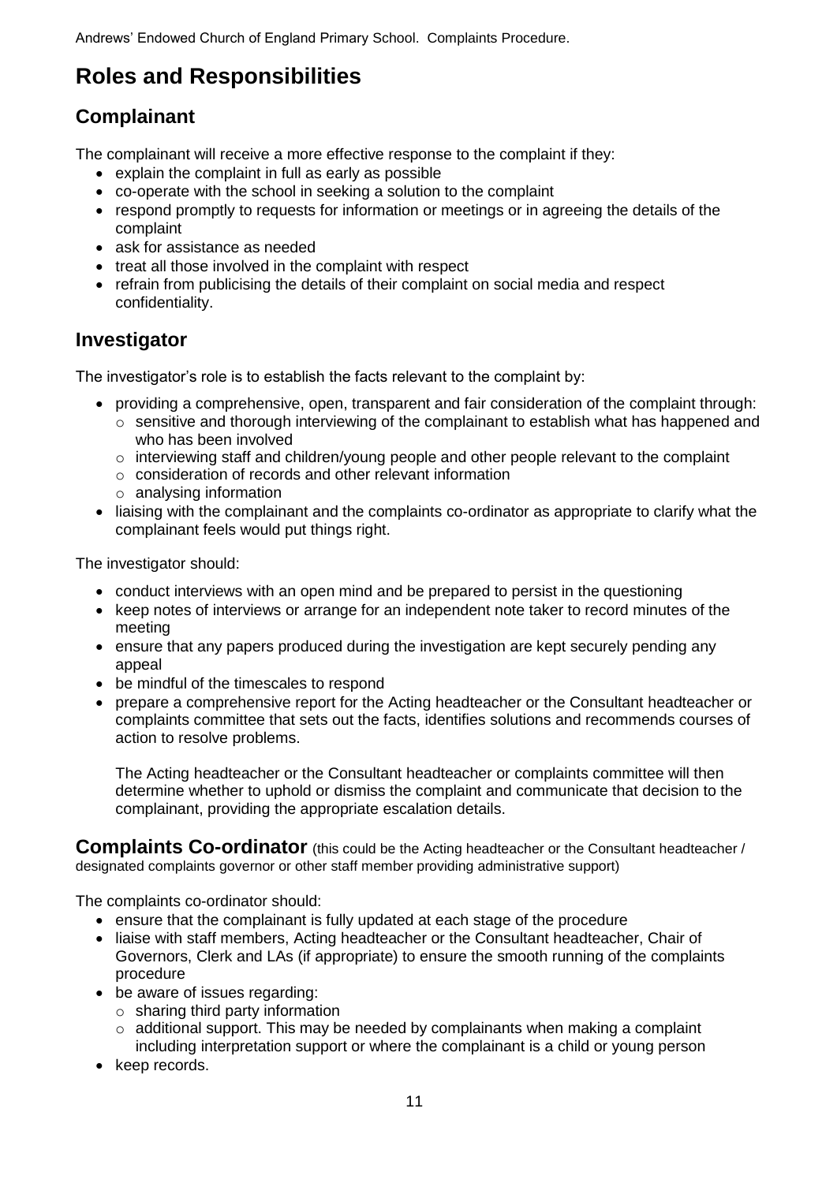# Roles and Responsibilities

## Complainant

The complainant will receive a more effective response to the complaint if they:

- explain the complaint in full as early as possible
- co-operate with the school in seeking a solution to the complaint
- respond promptly to requests for information or meetings or in agreeing the details of the complaint
- ask for assistance as needed
- treat all those involved in the complaint with respect
- refrain from publicising the details of their complaint on social media and respect confidentiality.

## Investigator

The investigator's role is to establish the facts relevant to the complaint by:

- providing a comprehensive, open, transparent and fair consideration of the complaint through:
  - sensitive and thorough interviewing of the complainant to establish what has happened and who has been involved
  - interviewing staff and children/young people and other people relevant to the complaint
  - consideration of records and other relevant information
  - analysing information
- liaising with the complainant and the complaints co-ordinator as appropriate to clarify what the complainant feels would put things right.

The investigator should:

- conduct interviews with an open mind and be prepared to persist in the questioning
- keep notes of interviews or arrange for an independent note taker to record minutes of the meeting
- ensure that any papers produced during the investigation are kept securely pending any appeal
- be mindful of the timescales to respond
- prepare a comprehensive report for the Acting headteacher or the Consultant headteacher or complaints committee that sets out the facts, identifies solutions and recommends courses of action to resolve problems.

  The Acting headteacher or the Consultant headteacher or complaints committee will then determine whether to uphold or dismiss the complaint and communicate that decision to the complainant, providing the appropriate escalation details.

## Complaints Co-ordinator (this could be the Acting headteacher or the Consultant headteacher / designated complaints governor or other staff member providing administrative support)

The complaints co-ordinator should:

- ensure that the complainant is fully updated at each stage of the procedure
- liaise with staff members, Acting headteacher or the Consultant headteacher, Chair of Governors, Clerk and LAs (if appropriate) to ensure the smooth running of the complaints procedure
- be aware of issues regarding:
  - sharing third party information
  - additional support. This may be needed by complainants when making a complaint including interpretation support or where the complainant is a child or young person
- keep records.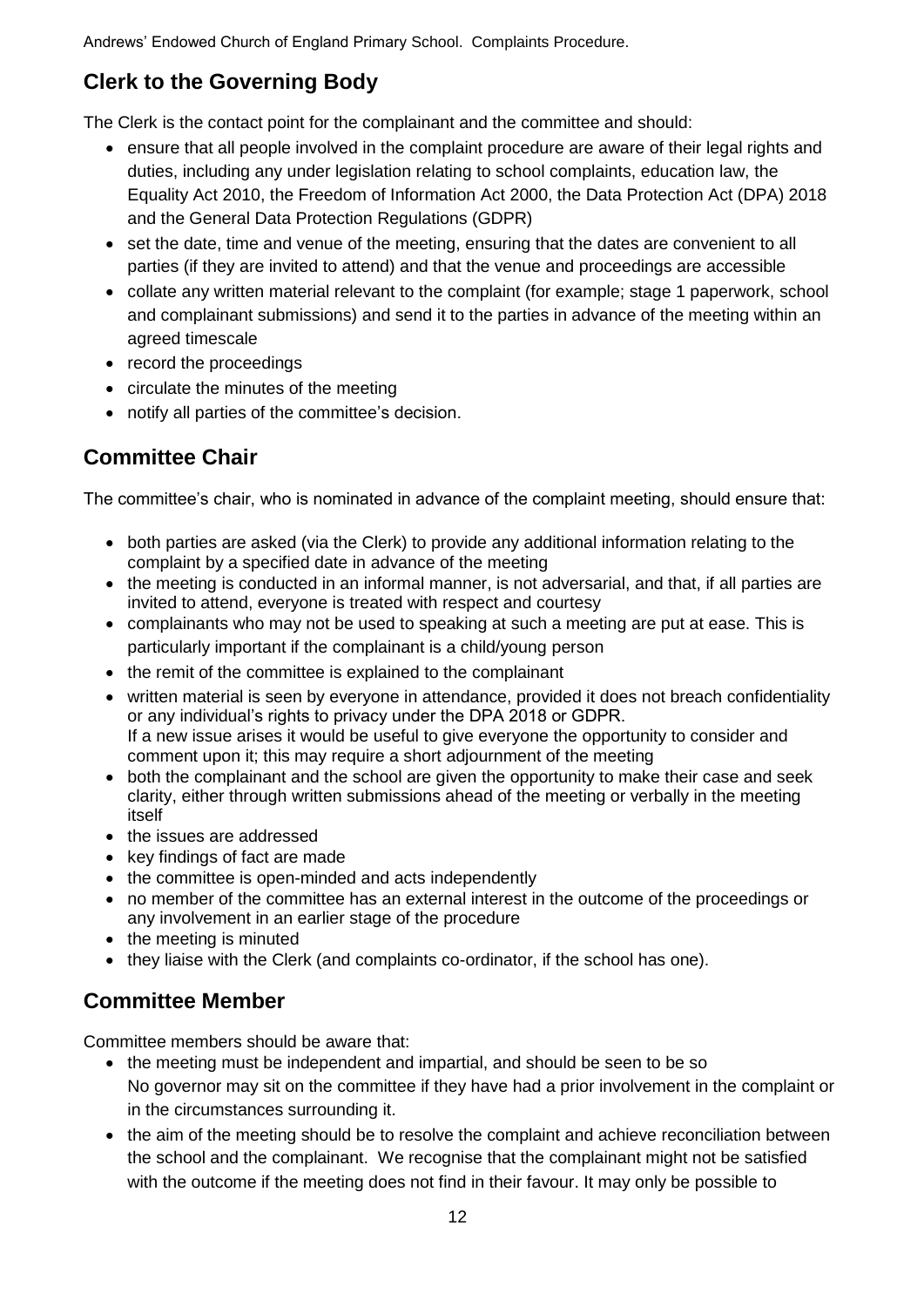## Clerk to the Governing Body

The Clerk is the contact point for the complainant and the committee and should:

- ensure that all people involved in the complaint procedure are aware of their legal rights and duties, including any under legislation relating to school complaints, education law, the Equality Act 2010, the Freedom of Information Act 2000, the Data Protection Act (DPA) 2018 and the General Data Protection Regulations (GDPR)
- set the date, time and venue of the meeting, ensuring that the dates are convenient to all parties (if they are invited to attend) and that the venue and proceedings are accessible
- collate any written material relevant to the complaint (for example; stage 1 paperwork, school and complainant submissions) and send it to the parties in advance of the meeting within an agreed timescale
- record the proceedings
- circulate the minutes of the meeting
- notify all parties of the committee's decision.

## Committee Chair

The committee's chair, who is nominated in advance of the complaint meeting, should ensure that:

- both parties are asked (via the Clerk) to provide any additional information relating to the complaint by a specified date in advance of the meeting
- the meeting is conducted in an informal manner, is not adversarial, and that, if all parties are invited to attend, everyone is treated with respect and courtesy
- complainants who may not be used to speaking at such a meeting are put at ease. This is particularly important if the complainant is a child/young person
- the remit of the committee is explained to the complainant
- written material is seen by everyone in attendance, provided it does not breach confidentiality or any individual's rights to privacy under the DPA 2018 or GDPR.
  If a new issue arises it would be useful to give everyone the opportunity to consider and comment upon it; this may require a short adjournment of the meeting
- both the complainant and the school are given the opportunity to make their case and seek clarity, either through written submissions ahead of the meeting or verbally in the meeting itself
- the issues are addressed
- key findings of fact are made
- the committee is open-minded and acts independently
- no member of the committee has an external interest in the outcome of the proceedings or any involvement in an earlier stage of the procedure
- the meeting is minuted
- they liaise with the Clerk (and complaints co-ordinator, if the school has one).

## Committee Member

Committee members should be aware that:

- the meeting must be independent and impartial, and should be seen to be so
  No governor may sit on the committee if they have had a prior involvement in the complaint or in the circumstances surrounding it.
- the aim of the meeting should be to resolve the complaint and achieve reconciliation between the school and the complainant. We recognise that the complainant might not be satisfied with the outcome if the meeting does not find in their favour. It may only be possible to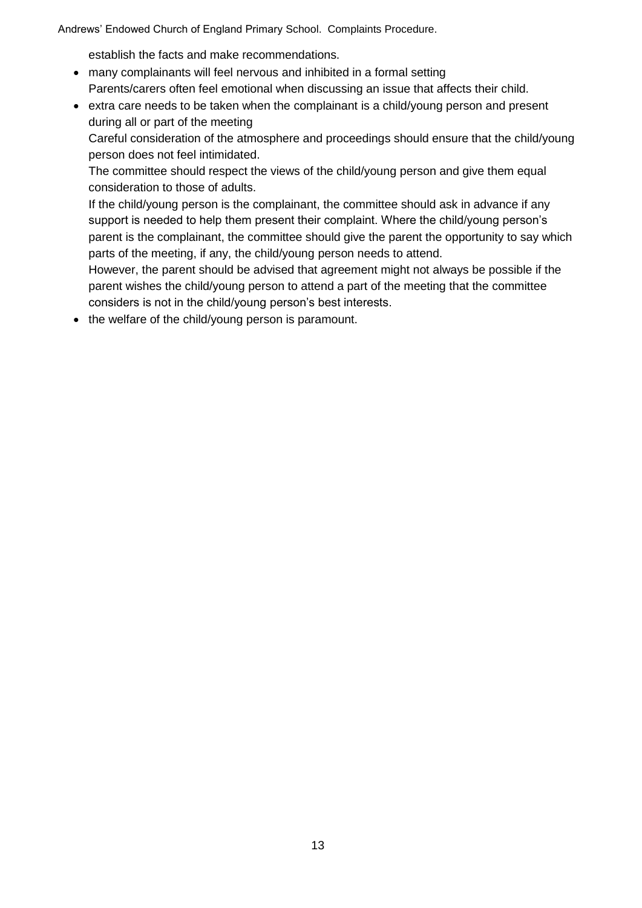establish the facts and make recommendations.

- many complainants will feel nervous and inhibited in a formal setting
  Parents/carers often feel emotional when discussing an issue that affects their child.
- extra care needs to be taken when the complainant is a child/young person and present during all or part of the meeting
  Careful consideration of the atmosphere and proceedings should ensure that the child/young person does not feel intimidated.
  The committee should respect the views of the child/young person and give them equal consideration to those of adults.
  If the child/young person is the complainant, the committee should ask in advance if any support is needed to help them present their complaint. Where the child/young person's parent is the complainant, the committee should give the parent the opportunity to say which parts of the meeting, if any, the child/young person needs to attend.
  However, the parent should be advised that agreement might not always be possible if the parent wishes the child/young person to attend a part of the meeting that the committee considers is not in the child/young person's best interests.
- the welfare of the child/young person is paramount.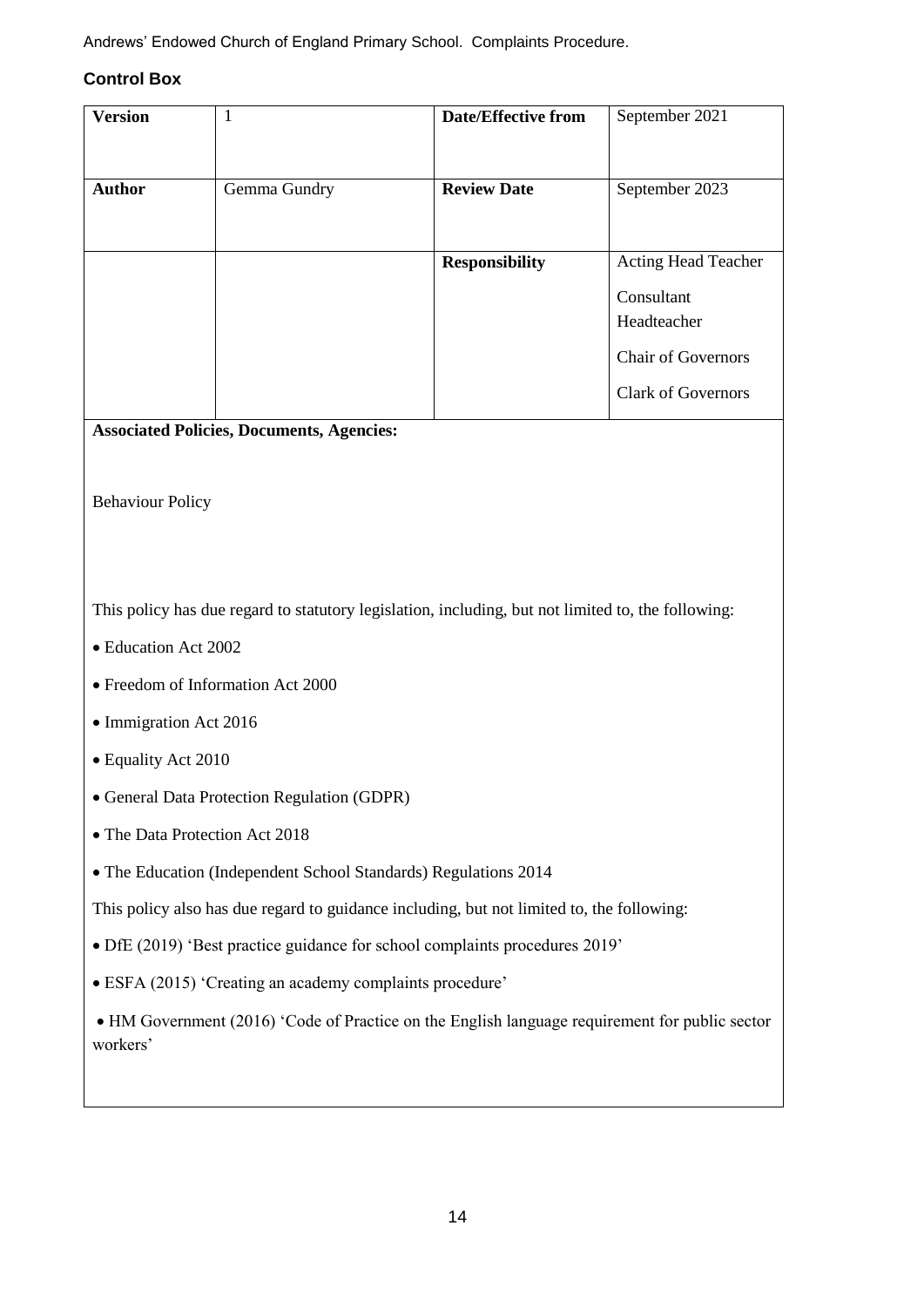**Control Box**

| | | | |
|---|---|---|---|
| **Version** | 1 | **Date/Effective from** | September 2021 |
| **Author** | Gemma Gundry | **Review Date** | September 2023 |
| | | **Responsibility** | Acting Head Teacher<br><br>Consultant Headteacher<br><br>Chair of Governors<br><br>Clark of Governors |

**Associated Policies, Documents, Agencies:**

Behaviour Policy

This policy has due regard to statutory legislation, including, but not limited to, the following:

- Education Act 2002
- Freedom of Information Act 2000
- Immigration Act 2016
- Equality Act 2010
- General Data Protection Regulation (GDPR)
- The Data Protection Act 2018
- The Education (Independent School Standards) Regulations 2014

This policy also has due regard to guidance including, but not limited to, the following:

- DfE (2019) 'Best practice guidance for school complaints procedures 2019'
- ESFA (2015) 'Creating an academy complaints procedure'
- HM Government (2016) 'Code of Practice on the English language requirement for public sector workers'